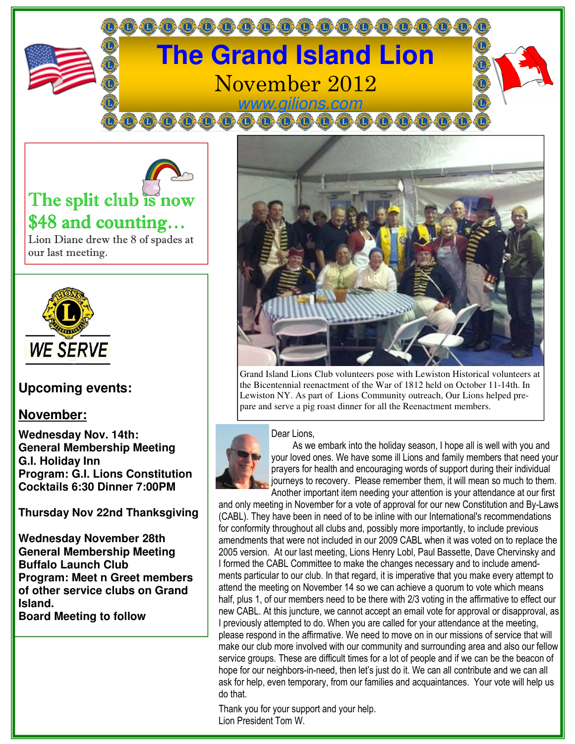# The Grand Island Lion

November 2012

www.gilions.com

## The split club is now $48 and counting…

Lion Diane drew the 8 of spades at our last meeting.

WE SERVE

### Upcoming events:

**November:**

**Wednesday Nov. 14th:**
**General Membership Meeting**
**G.I. Holiday Inn**
**Program: G.I. Lions Constitution**
**Cocktails 6:30 Dinner 7:00PM**

**Thursday Nov 22nd Thanksgiving**

**Wednesday November 28th**
**General Membership Meeting**
**Buffalo Launch Club**
**Program: Meet n Greet members of other service clubs on Grand Island.**
**Board Meeting to follow**

Grand Island Lions Club volunteers pose with Lewiston Historical volunteers at the Bicentennial reenactment of the War of 1812 held on October 11-14th. In Lewiston NY. As part of Lions Community outreach, Our Lions helped prepare and serve a pig roast dinner for all the Reenactment members.

Dear Lions,

As we embark into the holiday season, I hope all is well with you and your loved ones. We have some ill Lions and family members that need your prayers for health and encouraging words of support during their individual journeys to recovery. Please remember them, it will mean so much to them. Another important item needing your attention is your attendance at our first and only meeting in November for a vote of approval for our new Constitution and By-Laws (CABL). They have been in need of to be inline with our International's recommendations for conformity throughout all clubs and, possibly more importantly, to include previous amendments that were not included in our 2009 CABL when it was voted on to replace the 2005 version. At our last meeting, Lions Henry Lobl, Paul Bassette, Dave Chervinsky and I formed the CABL Committee to make the changes necessary and to include amendments particular to our club. In that regard, it is imperative that you make every attempt to attend the meeting on November 14 so we can achieve a quorum to vote which means half, plus 1, of our members need to be there with 2/3 voting in the affirmative to effect our new CABL. At this juncture, we cannot accept an email vote for approval or disapproval, as I previously attempted to do. When you are called for your attendance at the meeting, please respond in the affirmative. We need to move on in our missions of service that will make our club more involved with our community and surrounding area and also our fellow service groups. These are difficult times for a lot of people and if we can be the beacon of hope for our neighbors-in-need, then let's just do it. We can all contribute and we can all ask for help, even temporary, from our families and acquaintances. Your vote will help us do that.

Thank you for your support and your help.
Lion President Tom W.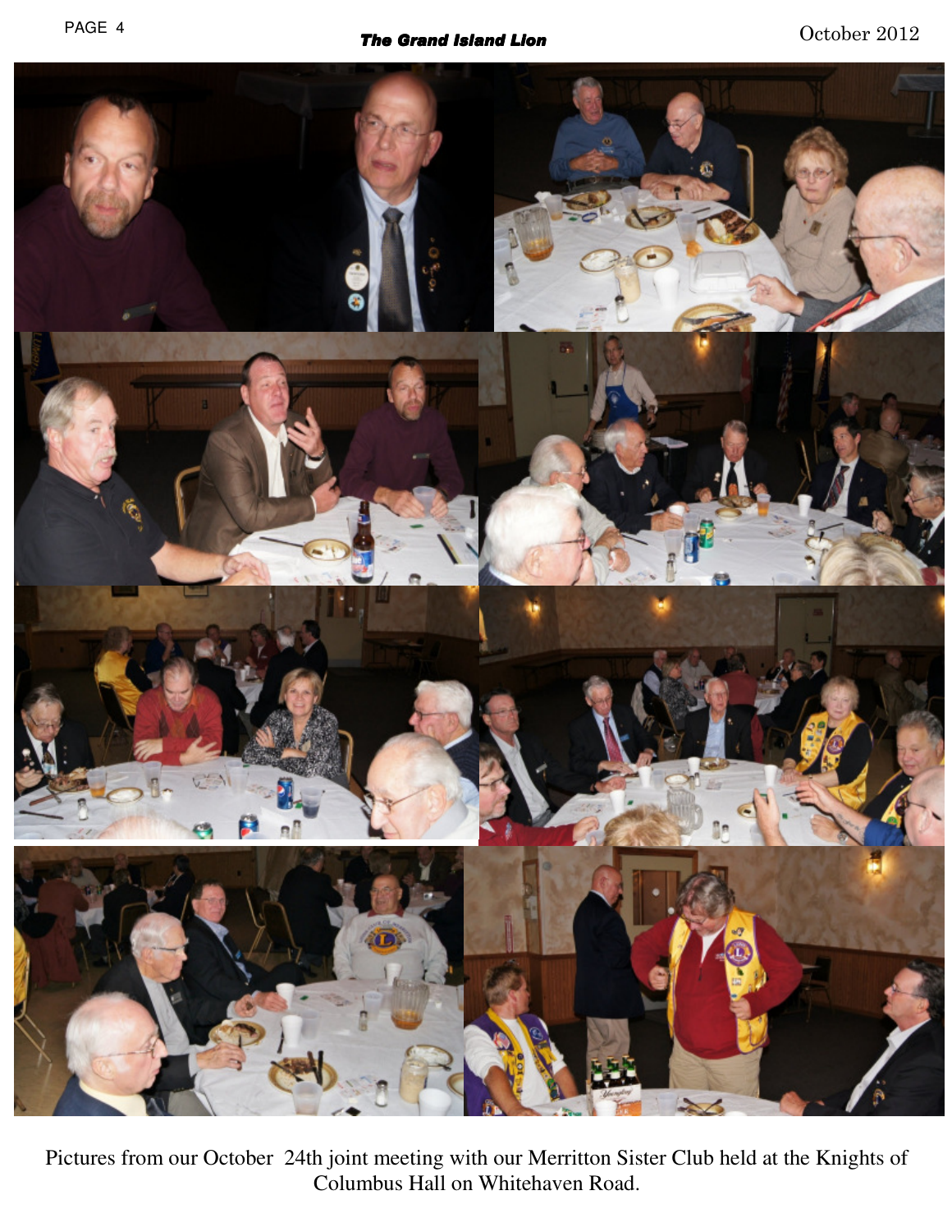Pictures from our October 24th joint meeting with our Merritton Sister Club held at the Knights of Columbus Hall on Whitehaven Road.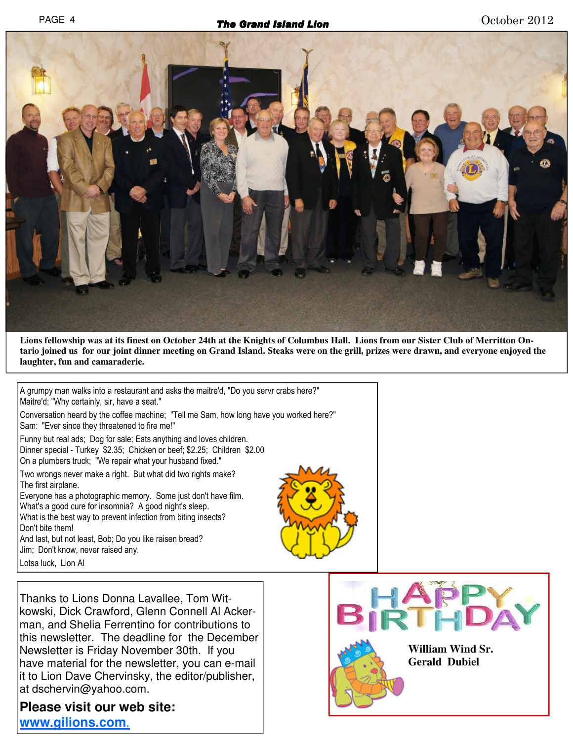**Lions fellowship was at its finest on October 24th at the Knights of Columbus Hall. Lions from our Sister Club of Merritton Ontario joined us for our joint dinner meeting on Grand Island. Steaks were on the grill, prizes were drawn, and everyone enjoyed the laughter, fun and camaraderie.**

A grumpy man walks into a restaurant and asks the maitre'd, "Do you servr crabs here?"
Maitre'd; "Why certainly, sir, have a seat."

Conversation heard by the coffee machine; "Tell me Sam, how long have you worked here?"
Sam: "Ever since they threatened to fire me!"

Funny but real ads; Dog for sale; Eats anything and loves children.
Dinner special - Turkey $2.35; Chicken or beef; $2.25; Children $2.00
On a plumbers truck; "We repair what your husband fixed."

Two wrongs never make a right. But what did two rights make?
The first airplane.
Everyone has a photographic memory. Some just don't have film.
What's a good cure for insomnia? A good night's sleep.
What is the best way to prevent infection from biting insects?
Don't bite them!
And last, but not least, Bob; Do you like raisen bread?
Jim; Don't know, never raised any.

Lotsa luck, Lion Al

Thanks to Lions Donna Lavallee, Tom Witkowski, Dick Crawford, Glenn Connell Al Ackerman, and Shelia Ferrentino for contributions to this newsletter. The deadline for the December Newsletter is Friday November 30th. If you have material for the newsletter, you can e-mail it to Lion Dave Chervinsky, the editor/publisher, at dschervin@yahoo.com.

**Please visit our web site:**
**www.gilions.com.**

HAPPY BIRTHDAY

**William Wind Sr.**
**Gerald Dubiel**